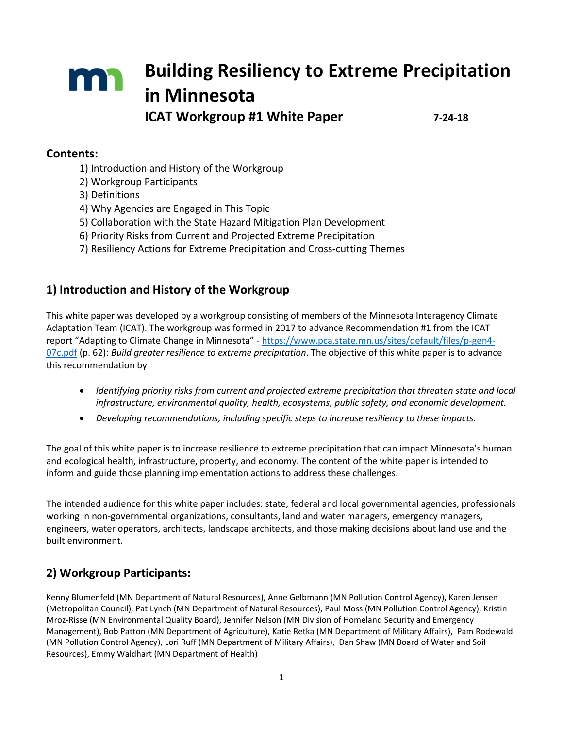# Building Resiliency to Extreme Precipitation in Minnesota

## ICAT Workgroup #1 White Paper

7-24-18

### Contents:

1) Introduction and History of the Workgroup
2) Workgroup Participants
3) Definitions
4) Why Agencies are Engaged in This Topic
5) Collaboration with the State Hazard Mitigation Plan Development
6) Priority Risks from Current and Projected Extreme Precipitation
7) Resiliency Actions for Extreme Precipitation and Cross-cutting Themes

## 1) Introduction and History of the Workgroup

This white paper was developed by a workgroup consisting of members of the Minnesota Interagency Climate Adaptation Team (ICAT). The workgroup was formed in 2017 to advance Recommendation #1 from the ICAT report "Adapting to Climate Change in Minnesota" - [https://www.pca.state.mn.us/sites/default/files/p-gen4-07c.pdf](https://www.pca.state.mn.us/sites/default/files/p-gen4-07c.pdf) (p. 62): *Build greater resilience to extreme precipitation*. The objective of this white paper is to advance this recommendation by

- *Identifying priority risks from current and projected extreme precipitation that threaten state and local infrastructure, environmental quality, health, ecosystems, public safety, and economic development.*
- *Developing recommendations, including specific steps to increase resiliency to these impacts.*

The goal of this white paper is to increase resilience to extreme precipitation that can impact Minnesota's human and ecological health, infrastructure, property, and economy. The content of the white paper is intended to inform and guide those planning implementation actions to address these challenges.

The intended audience for this white paper includes: state, federal and local governmental agencies, professionals working in non-governmental organizations, consultants, land and water managers, emergency managers, engineers, water operators, architects, landscape architects, and those making decisions about land use and the built environment.

## 2) Workgroup Participants:

Kenny Blumenfeld (MN Department of Natural Resources), Anne Gelbmann (MN Pollution Control Agency), Karen Jensen (Metropolitan Council), Pat Lynch (MN Department of Natural Resources), Paul Moss (MN Pollution Control Agency), Kristin Mroz-Risse (MN Environmental Quality Board), Jennifer Nelson (MN Division of Homeland Security and Emergency Management), Bob Patton (MN Department of Agriculture), Katie Retka (MN Department of Military Affairs), Pam Rodewald (MN Pollution Control Agency), Lori Ruff (MN Department of Military Affairs), Dan Shaw (MN Board of Water and Soil Resources), Emmy Waldhart (MN Department of Health)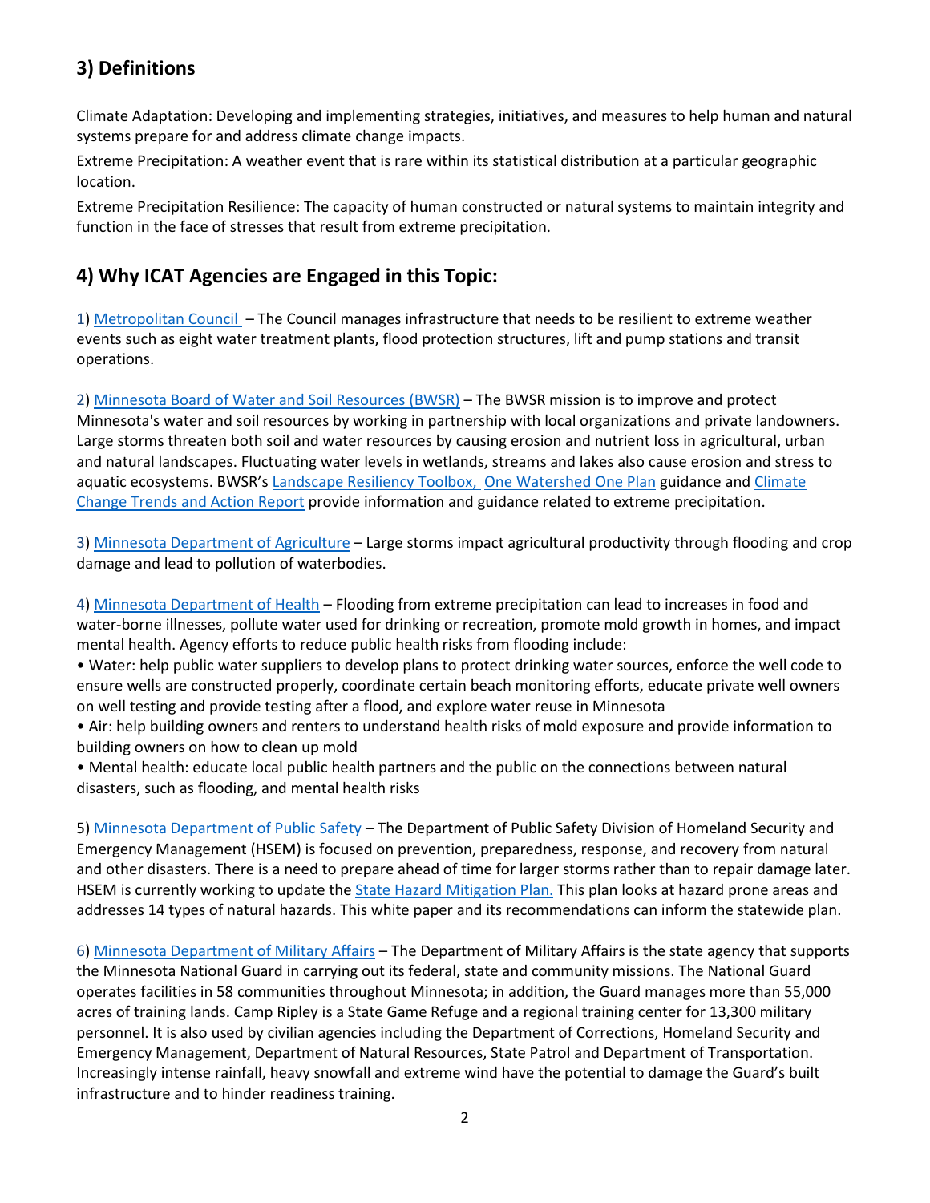## 3) Definitions

Climate Adaptation: Developing and implementing strategies, initiatives, and measures to help human and natural systems prepare for and address climate change impacts.

Extreme Precipitation: A weather event that is rare within its statistical distribution at a particular geographic location.

Extreme Precipitation Resilience: The capacity of human constructed or natural systems to maintain integrity and function in the face of stresses that result from extreme precipitation.

## 4) Why ICAT Agencies are Engaged in this Topic:

1) Metropolitan Council – The Council manages infrastructure that needs to be resilient to extreme weather events such as eight water treatment plants, flood protection structures, lift and pump stations and transit operations.

2) Minnesota Board of Water and Soil Resources (BWSR) – The BWSR mission is to improve and protect Minnesota's water and soil resources by working in partnership with local organizations and private landowners. Large storms threaten both soil and water resources by causing erosion and nutrient loss in agricultural, urban and natural landscapes. Fluctuating water levels in wetlands, streams and lakes also cause erosion and stress to aquatic ecosystems. BWSR's Landscape Resiliency Toolbox, One Watershed One Plan guidance and Climate Change Trends and Action Report provide information and guidance related to extreme precipitation.

3) Minnesota Department of Agriculture – Large storms impact agricultural productivity through flooding and crop damage and lead to pollution of waterbodies.

4) Minnesota Department of Health – Flooding from extreme precipitation can lead to increases in food and water-borne illnesses, pollute water used for drinking or recreation, promote mold growth in homes, and impact mental health. Agency efforts to reduce public health risks from flooding include:

- Water: help public water suppliers to develop plans to protect drinking water sources, enforce the well code to ensure wells are constructed properly, coordinate certain beach monitoring efforts, educate private well owners on well testing and provide testing after a flood, and explore water reuse in Minnesota
- Air: help building owners and renters to understand health risks of mold exposure and provide information to building owners on how to clean up mold
- Mental health: educate local public health partners and the public on the connections between natural disasters, such as flooding, and mental health risks

5) Minnesota Department of Public Safety – The Department of Public Safety Division of Homeland Security and Emergency Management (HSEM) is focused on prevention, preparedness, response, and recovery from natural and other disasters. There is a need to prepare ahead of time for larger storms rather than to repair damage later. HSEM is currently working to update the State Hazard Mitigation Plan. This plan looks at hazard prone areas and addresses 14 types of natural hazards. This white paper and its recommendations can inform the statewide plan.

6) Minnesota Department of Military Affairs – The Department of Military Affairs is the state agency that supports the Minnesota National Guard in carrying out its federal, state and community missions. The National Guard operates facilities in 58 communities throughout Minnesota; in addition, the Guard manages more than 55,000 acres of training lands. Camp Ripley is a State Game Refuge and a regional training center for 13,300 military personnel. It is also used by civilian agencies including the Department of Corrections, Homeland Security and Emergency Management, Department of Natural Resources, State Patrol and Department of Transportation. Increasingly intense rainfall, heavy snowfall and extreme wind have the potential to damage the Guard's built infrastructure and to hinder readiness training.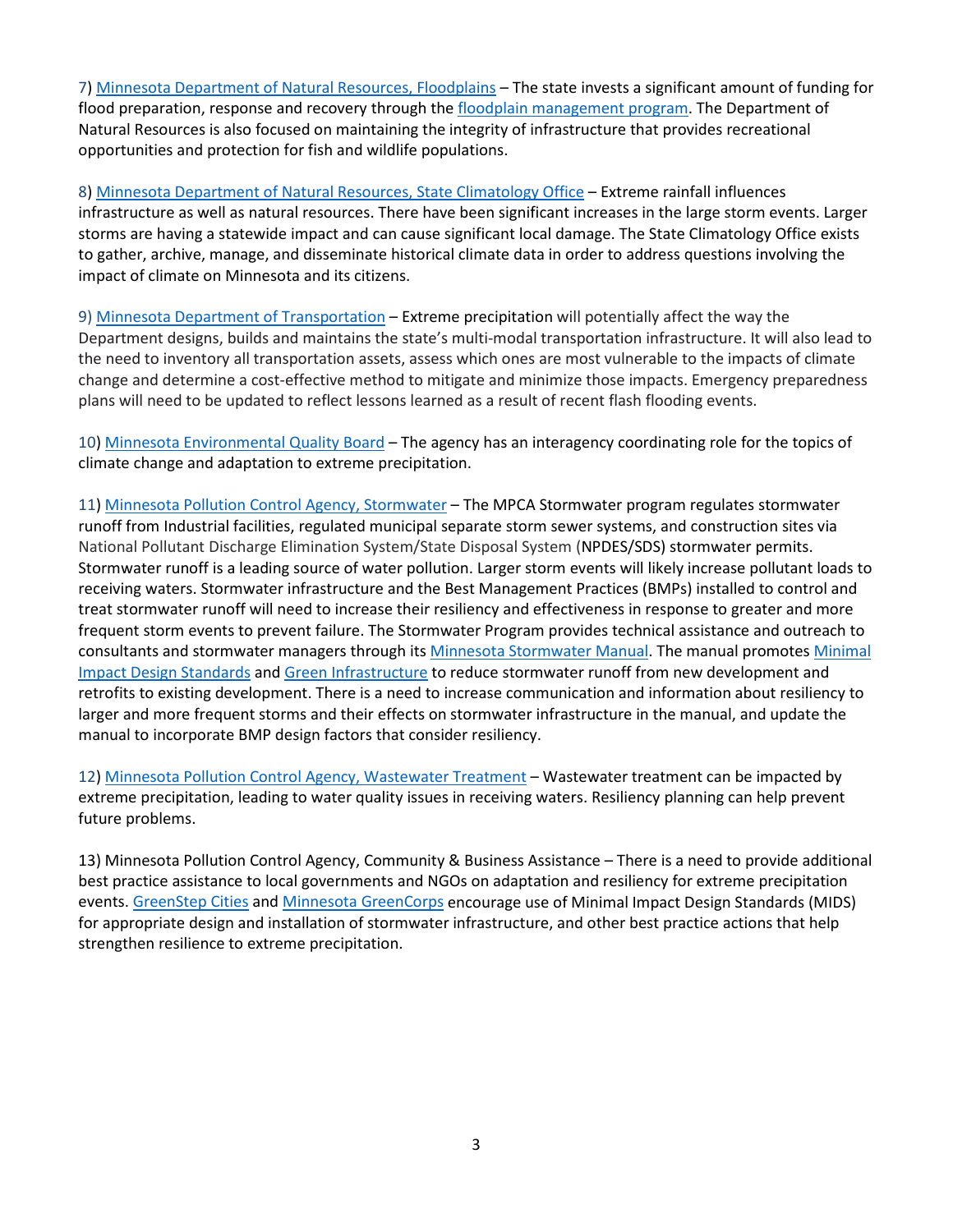7) Minnesota Department of Natural Resources, Floodplains – The state invests a significant amount of funding for flood preparation, response and recovery through the floodplain management program. The Department of Natural Resources is also focused on maintaining the integrity of infrastructure that provides recreational opportunities and protection for fish and wildlife populations.

8) Minnesota Department of Natural Resources, State Climatology Office – Extreme rainfall influences infrastructure as well as natural resources. There have been significant increases in the large storm events. Larger storms are having a statewide impact and can cause significant local damage. The State Climatology Office exists to gather, archive, manage, and disseminate historical climate data in order to address questions involving the impact of climate on Minnesota and its citizens.

9) Minnesota Department of Transportation – Extreme precipitation will potentially affect the way the Department designs, builds and maintains the state's multi-modal transportation infrastructure. It will also lead to the need to inventory all transportation assets, assess which ones are most vulnerable to the impacts of climate change and determine a cost-effective method to mitigate and minimize those impacts. Emergency preparedness plans will need to be updated to reflect lessons learned as a result of recent flash flooding events.

10) Minnesota Environmental Quality Board – The agency has an interagency coordinating role for the topics of climate change and adaptation to extreme precipitation.

11) Minnesota Pollution Control Agency, Stormwater – The MPCA Stormwater program regulates stormwater runoff from Industrial facilities, regulated municipal separate storm sewer systems, and construction sites via National Pollutant Discharge Elimination System/State Disposal System (NPDES/SDS) stormwater permits. Stormwater runoff is a leading source of water pollution. Larger storm events will likely increase pollutant loads to receiving waters. Stormwater infrastructure and the Best Management Practices (BMPs) installed to control and treat stormwater runoff will need to increase their resiliency and effectiveness in response to greater and more frequent storm events to prevent failure. The Stormwater Program provides technical assistance and outreach to consultants and stormwater managers through its Minnesota Stormwater Manual. The manual promotes Minimal Impact Design Standards and Green Infrastructure to reduce stormwater runoff from new development and retrofits to existing development. There is a need to increase communication and information about resiliency to larger and more frequent storms and their effects on stormwater infrastructure in the manual, and update the manual to incorporate BMP design factors that consider resiliency.

12) Minnesota Pollution Control Agency, Wastewater Treatment – Wastewater treatment can be impacted by extreme precipitation, leading to water quality issues in receiving waters. Resiliency planning can help prevent future problems.

13) Minnesota Pollution Control Agency, Community & Business Assistance – There is a need to provide additional best practice assistance to local governments and NGOs on adaptation and resiliency for extreme precipitation events. GreenStep Cities and Minnesota GreenCorps encourage use of Minimal Impact Design Standards (MIDS) for appropriate design and installation of stormwater infrastructure, and other best practice actions that help strengthen resilience to extreme precipitation.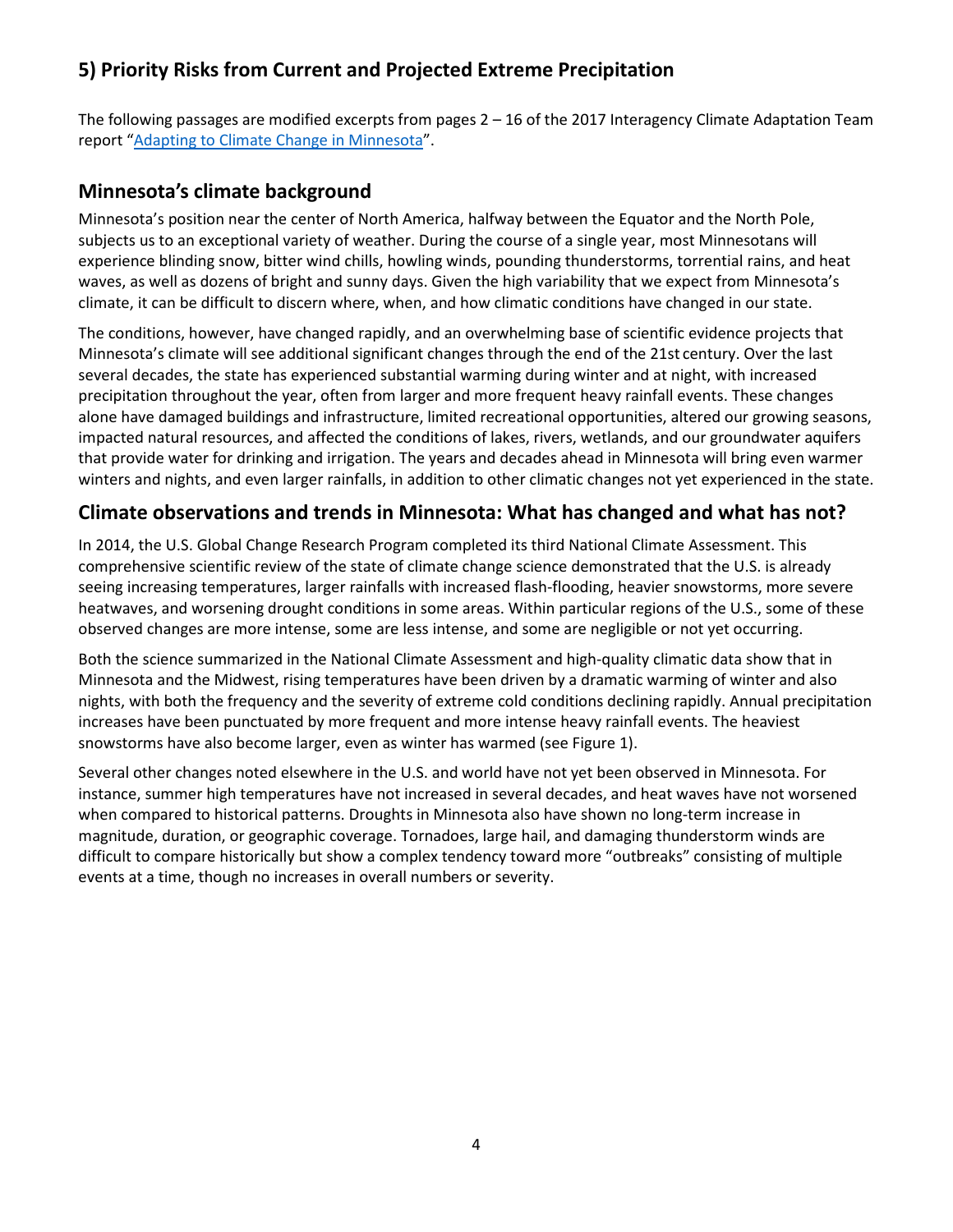## 5) Priority Risks from Current and Projected Extreme Precipitation

The following passages are modified excerpts from pages 2 – 16 of the 2017 Interagency Climate Adaptation Team report "[Adapting to Climate Change in Minnesota](Adapting to Climate Change in Minnesota)".

### Minnesota's climate background

Minnesota's position near the center of North America, halfway between the Equator and the North Pole, subjects us to an exceptional variety of weather. During the course of a single year, most Minnesotans will experience blinding snow, bitter wind chills, howling winds, pounding thunderstorms, torrential rains, and heat waves, as well as dozens of bright and sunny days. Given the high variability that we expect from Minnesota's climate, it can be difficult to discern where, when, and how climatic conditions have changed in our state.

The conditions, however, have changed rapidly, and an overwhelming base of scientific evidence projects that Minnesota's climate will see additional significant changes through the end of the 21st century. Over the last several decades, the state has experienced substantial warming during winter and at night, with increased precipitation throughout the year, often from larger and more frequent heavy rainfall events. These changes alone have damaged buildings and infrastructure, limited recreational opportunities, altered our growing seasons, impacted natural resources, and affected the conditions of lakes, rivers, wetlands, and our groundwater aquifers that provide water for drinking and irrigation. The years and decades ahead in Minnesota will bring even warmer winters and nights, and even larger rainfalls, in addition to other climatic changes not yet experienced in the state.

### Climate observations and trends in Minnesota: What has changed and what has not?

In 2014, the U.S. Global Change Research Program completed its third National Climate Assessment. This comprehensive scientific review of the state of climate change science demonstrated that the U.S. is already seeing increasing temperatures, larger rainfalls with increased flash-flooding, heavier snowstorms, more severe heatwaves, and worsening drought conditions in some areas. Within particular regions of the U.S., some of these observed changes are more intense, some are less intense, and some are negligible or not yet occurring.

Both the science summarized in the National Climate Assessment and high-quality climatic data show that in Minnesota and the Midwest, rising temperatures have been driven by a dramatic warming of winter and also nights, with both the frequency and the severity of extreme cold conditions declining rapidly. Annual precipitation increases have been punctuated by more frequent and more intense heavy rainfall events. The heaviest snowstorms have also become larger, even as winter has warmed (see Figure 1).

Several other changes noted elsewhere in the U.S. and world have not yet been observed in Minnesota. For instance, summer high temperatures have not increased in several decades, and heat waves have not worsened when compared to historical patterns. Droughts in Minnesota also have shown no long-term increase in magnitude, duration, or geographic coverage. Tornadoes, large hail, and damaging thunderstorm winds are difficult to compare historically but show a complex tendency toward more "outbreaks" consisting of multiple events at a time, though no increases in overall numbers or severity.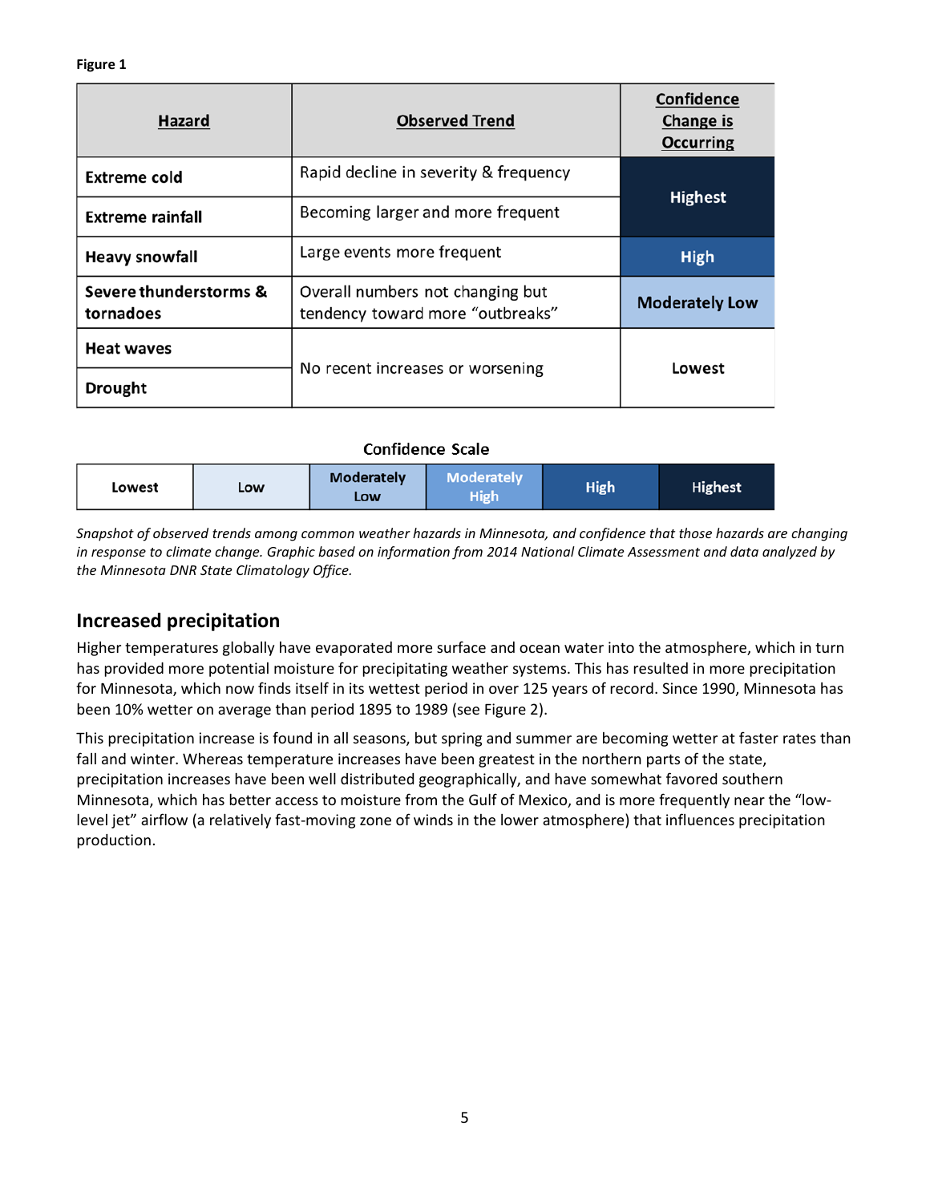**Figure 1**

| Hazard | Observed Trend | Confidence Change is Occurring |
|---|---|---|
| **Extreme cold** | Rapid decline in severity & frequency | Highest |
| **Extreme rainfall** | Becoming larger and more frequent | Highest |
| **Heavy snowfall** | Large events more frequent | High |
| **Severe thunderstorms & tornadoes** | Overall numbers not changing but tendency toward more "outbreaks" | Moderately Low |
| **Heat waves** | No recent increases or worsening | Lowest |
| **Drought** | No recent increases or worsening | Lowest |

Confidence Scale

| Lowest | Low | Moderately Low | Moderately High | High | Highest |
|---|---|---|---|---|---|

*Snapshot of observed trends among common weather hazards in Minnesota, and confidence that those hazards are changing in response to climate change. Graphic based on information from 2014 National Climate Assessment and data analyzed by the Minnesota DNR State Climatology Office.*

## Increased precipitation

Higher temperatures globally have evaporated more surface and ocean water into the atmosphere, which in turn has provided more potential moisture for precipitating weather systems. This has resulted in more precipitation for Minnesota, which now finds itself in its wettest period in over 125 years of record. Since 1990, Minnesota has been 10% wetter on average than period 1895 to 1989 (see Figure 2).

This precipitation increase is found in all seasons, but spring and summer are becoming wetter at faster rates than fall and winter. Whereas temperature increases have been greatest in the northern parts of the state, precipitation increases have been well distributed geographically, and have somewhat favored southern Minnesota, which has better access to moisture from the Gulf of Mexico, and is more frequently near the "low-level jet" airflow (a relatively fast-moving zone of winds in the lower atmosphere) that influences precipitation production.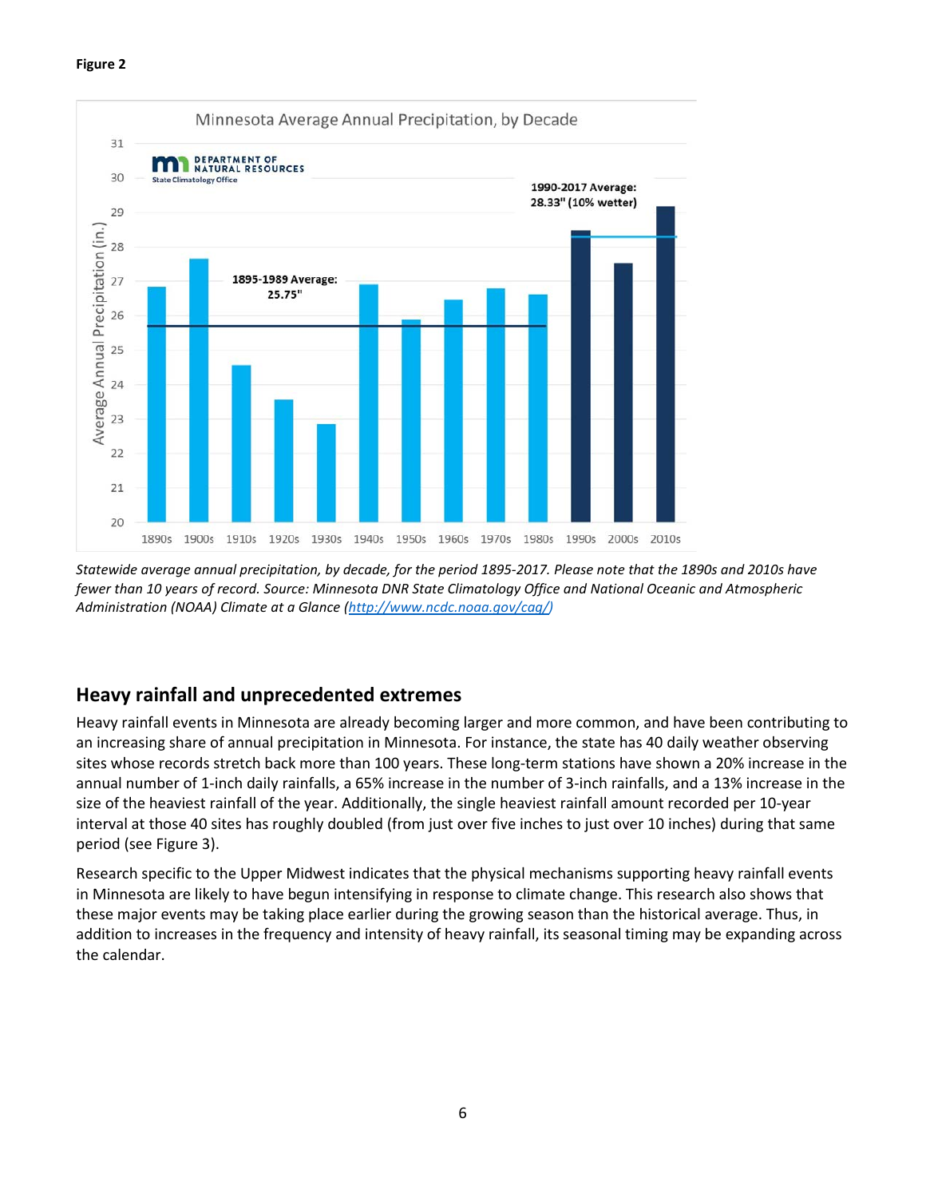**Figure 2**

Statewide average annual precipitation, by decade, for the period 1895-2017. Please note that the 1890s and 2010s have fewer than 10 years of record. Source: Minnesota DNR State Climatology Office and National Oceanic and Atmospheric Administration (NOAA) Climate at a Glance (http://www.ncdc.noaa.gov/cag/)

## Heavy rainfall and unprecedented extremes

Heavy rainfall events in Minnesota are already becoming larger and more common, and have been contributing to an increasing share of annual precipitation in Minnesota. For instance, the state has 40 daily weather observing sites whose records stretch back more than 100 years. These long-term stations have shown a 20% increase in the annual number of 1-inch daily rainfalls, a 65% increase in the number of 3-inch rainfalls, and a 13% increase in the size of the heaviest rainfall of the year. Additionally, the single heaviest rainfall amount recorded per 10-year interval at those 40 sites has roughly doubled (from just over five inches to just over 10 inches) during that same period (see Figure 3).

Research specific to the Upper Midwest indicates that the physical mechanisms supporting heavy rainfall events in Minnesota are likely to have begun intensifying in response to climate change. This research also shows that these major events may be taking place earlier during the growing season than the historical average. Thus, in addition to increases in the frequency and intensity of heavy rainfall, its seasonal timing may be expanding across the calendar.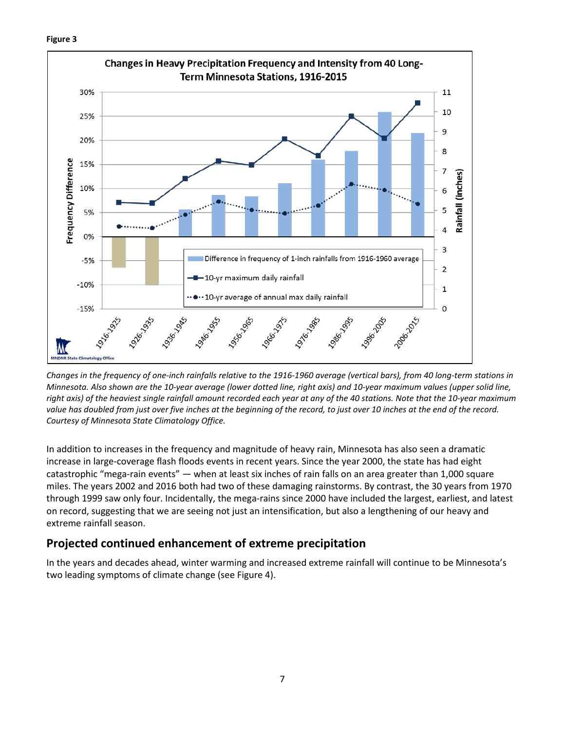**Figure 3**

*Changes in the frequency of one-inch rainfalls relative to the 1916-1960 average (vertical bars), from 40 long-term stations in Minnesota. Also shown are the 10-year average (lower dotted line, right axis) and 10-year maximum values (upper solid line, right axis) of the heaviest single rainfall amount recorded each year at any of the 40 stations. Note that the 10-year maximum value has doubled from just over five inches at the beginning of the record, to just over 10 inches at the end of the record. Courtesy of Minnesota State Climatology Office.*

In addition to increases in the frequency and magnitude of heavy rain, Minnesota has also seen a dramatic increase in large-coverage flash floods events in recent years. Since the year 2000, the state has had eight catastrophic "mega-rain events" — when at least six inches of rain falls on an area greater than 1,000 square miles. The years 2002 and 2016 both had two of these damaging rainstorms. By contrast, the 30 years from 1970 through 1999 saw only four. Incidentally, the mega-rains since 2000 have included the largest, earliest, and latest on record, suggesting that we are seeing not just an intensification, but also a lengthening of our heavy and extreme rainfall season.

## Projected continued enhancement of extreme precipitation

In the years and decades ahead, winter warming and increased extreme rainfall will continue to be Minnesota's two leading symptoms of climate change (see Figure 4).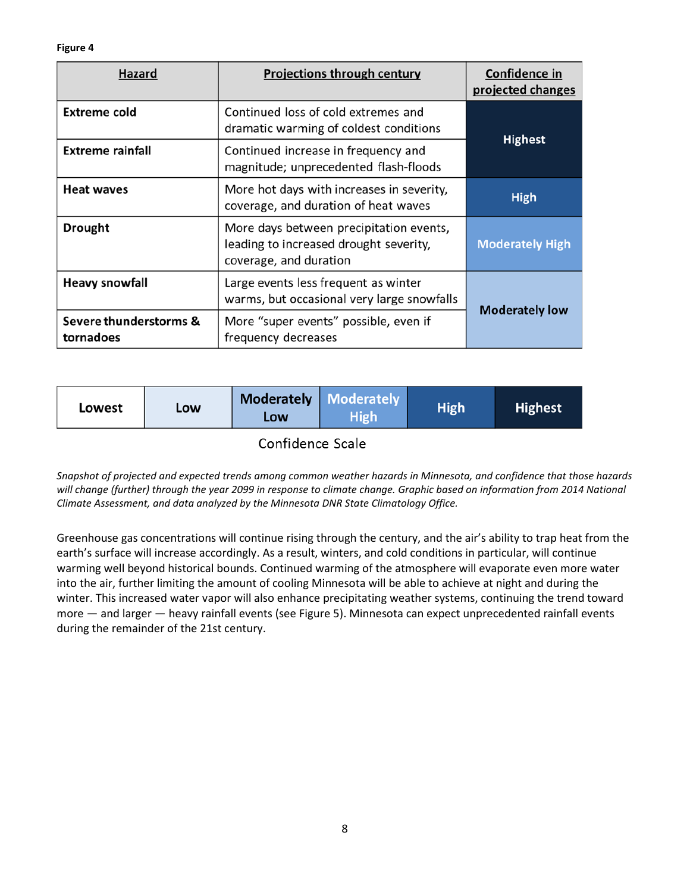**Figure 4**

| Hazard | Projections through century | Confidence in projected changes |
|---|---|---|
| **Extreme cold** | Continued loss of cold extremes and dramatic warming of coldest conditions | **Highest** |
| **Extreme rainfall** | Continued increase in frequency and magnitude; unprecedented flash-floods | **Highest** |
| **Heat waves** | More hot days with increases in severity, coverage, and duration of heat waves | **High** |
| **Drought** | More days between precipitation events, leading to increased drought severity, coverage, and duration | **Moderately High** |
| **Heavy snowfall** | Large events less frequent as winter warms, but occasional very large snowfalls | **Moderately low** |
| **Severe thunderstorms & tornadoes** | More "super events" possible, even if frequency decreases | **Moderately low** |

| Lowest | Low | Moderately Low | Moderately High | High | Highest |
|---|---|---|---|---|---|

Confidence Scale

*Snapshot of projected and expected trends among common weather hazards in Minnesota, and confidence that those hazards will change (further) through the year 2099 in response to climate change. Graphic based on information from 2014 National Climate Assessment, and data analyzed by the Minnesota DNR State Climatology Office.*

Greenhouse gas concentrations will continue rising through the century, and the air's ability to trap heat from the earth's surface will increase accordingly. As a result, winters, and cold conditions in particular, will continue warming well beyond historical bounds. Continued warming of the atmosphere will evaporate even more water into the air, further limiting the amount of cooling Minnesota will be able to achieve at night and during the winter. This increased water vapor will also enhance precipitating weather systems, continuing the trend toward more — and larger — heavy rainfall events (see Figure 5). Minnesota can expect unprecedented rainfall events during the remainder of the 21st century.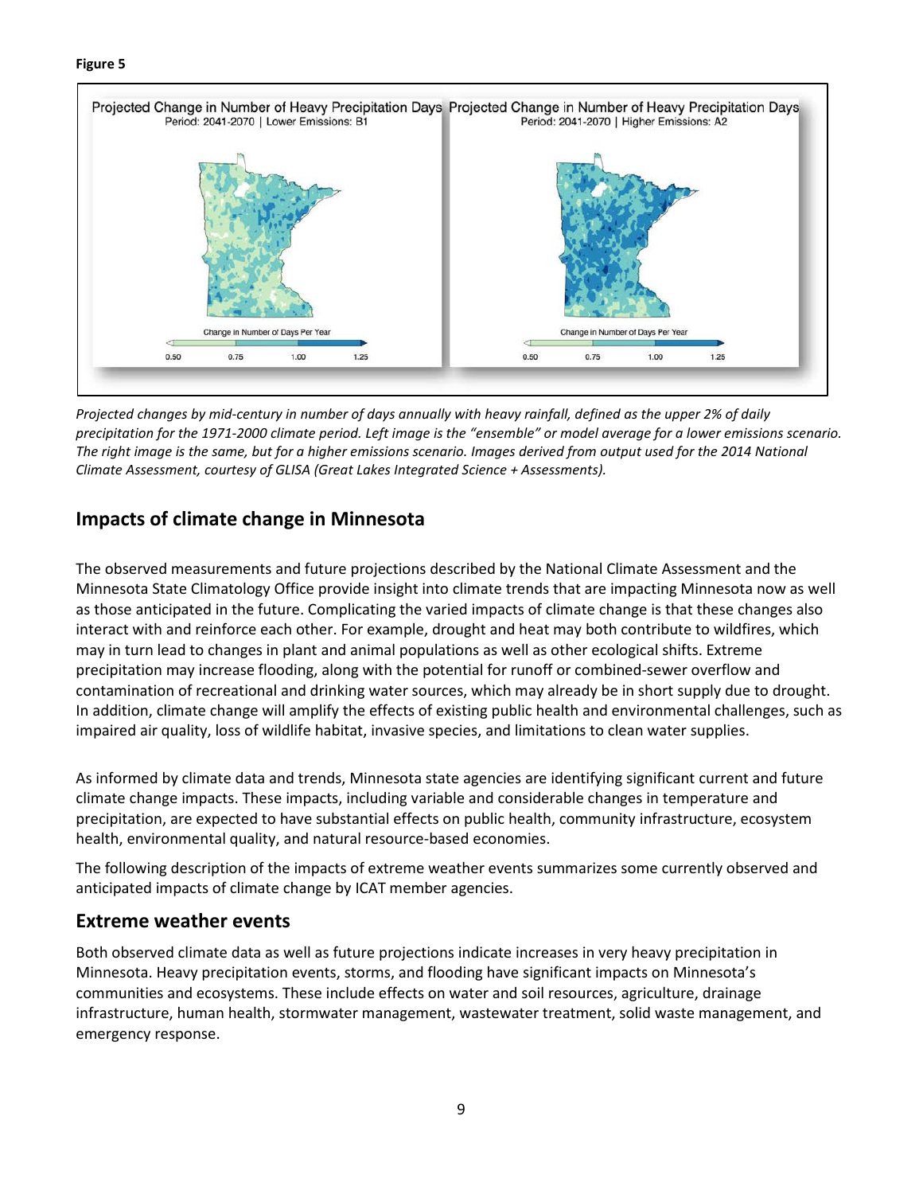**Figure 5**

*Projected changes by mid-century in number of days annually with heavy rainfall, defined as the upper 2% of daily precipitation for the 1971-2000 climate period. Left image is the "ensemble" or model average for a lower emissions scenario. The right image is the same, but for a higher emissions scenario. Images derived from output used for the 2014 National Climate Assessment, courtesy of GLISA (Great Lakes Integrated Science + Assessments).*

## Impacts of climate change in Minnesota

The observed measurements and future projections described by the National Climate Assessment and the Minnesota State Climatology Office provide insight into climate trends that are impacting Minnesota now as well as those anticipated in the future. Complicating the varied impacts of climate change is that these changes also interact with and reinforce each other. For example, drought and heat may both contribute to wildfires, which may in turn lead to changes in plant and animal populations as well as other ecological shifts. Extreme precipitation may increase flooding, along with the potential for runoff or combined-sewer overflow and contamination of recreational and drinking water sources, which may already be in short supply due to drought. In addition, climate change will amplify the effects of existing public health and environmental challenges, such as impaired air quality, loss of wildlife habitat, invasive species, and limitations to clean water supplies.

As informed by climate data and trends, Minnesota state agencies are identifying significant current and future climate change impacts. These impacts, including variable and considerable changes in temperature and precipitation, are expected to have substantial effects on public health, community infrastructure, ecosystem health, environmental quality, and natural resource-based economies.

The following description of the impacts of extreme weather events summarizes some currently observed and anticipated impacts of climate change by ICAT member agencies.

## Extreme weather events

Both observed climate data as well as future projections indicate increases in very heavy precipitation in Minnesota. Heavy precipitation events, storms, and flooding have significant impacts on Minnesota's communities and ecosystems. These include effects on water and soil resources, agriculture, drainage infrastructure, human health, stormwater management, wastewater treatment, solid waste management, and emergency response.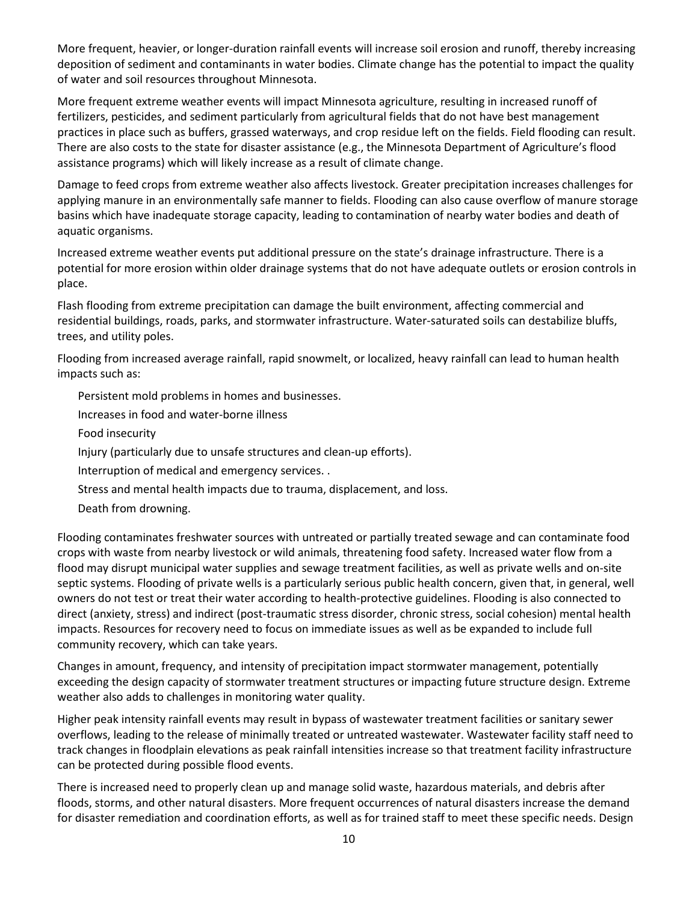More frequent, heavier, or longer-duration rainfall events will increase soil erosion and runoff, thereby increasing deposition of sediment and contaminants in water bodies. Climate change has the potential to impact the quality of water and soil resources throughout Minnesota.

More frequent extreme weather events will impact Minnesota agriculture, resulting in increased runoff of fertilizers, pesticides, and sediment particularly from agricultural fields that do not have best management practices in place such as buffers, grassed waterways, and crop residue left on the fields. Field flooding can result. There are also costs to the state for disaster assistance (e.g., the Minnesota Department of Agriculture's flood assistance programs) which will likely increase as a result of climate change.

Damage to feed crops from extreme weather also affects livestock. Greater precipitation increases challenges for applying manure in an environmentally safe manner to fields. Flooding can also cause overflow of manure storage basins which have inadequate storage capacity, leading to contamination of nearby water bodies and death of aquatic organisms.

Increased extreme weather events put additional pressure on the state's drainage infrastructure. There is a potential for more erosion within older drainage systems that do not have adequate outlets or erosion controls in place.

Flash flooding from extreme precipitation can damage the built environment, affecting commercial and residential buildings, roads, parks, and stormwater infrastructure. Water-saturated soils can destabilize bluffs, trees, and utility poles.

Flooding from increased average rainfall, rapid snowmelt, or localized, heavy rainfall can lead to human health impacts such as:

- Persistent mold problems in homes and businesses.
- Increases in food and water-borne illness
- Food insecurity
- Injury (particularly due to unsafe structures and clean-up efforts).
- Interruption of medical and emergency services. .
- Stress and mental health impacts due to trauma, displacement, and loss.
- Death from drowning.

Flooding contaminates freshwater sources with untreated or partially treated sewage and can contaminate food crops with waste from nearby livestock or wild animals, threatening food safety. Increased water flow from a flood may disrupt municipal water supplies and sewage treatment facilities, as well as private wells and on-site septic systems. Flooding of private wells is a particularly serious public health concern, given that, in general, well owners do not test or treat their water according to health-protective guidelines. Flooding is also connected to direct (anxiety, stress) and indirect (post-traumatic stress disorder, chronic stress, social cohesion) mental health impacts. Resources for recovery need to focus on immediate issues as well as be expanded to include full community recovery, which can take years.

Changes in amount, frequency, and intensity of precipitation impact stormwater management, potentially exceeding the design capacity of stormwater treatment structures or impacting future structure design. Extreme weather also adds to challenges in monitoring water quality.

Higher peak intensity rainfall events may result in bypass of wastewater treatment facilities or sanitary sewer overflows, leading to the release of minimally treated or untreated wastewater. Wastewater facility staff need to track changes in floodplain elevations as peak rainfall intensities increase so that treatment facility infrastructure can be protected during possible flood events.

There is increased need to properly clean up and manage solid waste, hazardous materials, and debris after floods, storms, and other natural disasters. More frequent occurrences of natural disasters increase the demand for disaster remediation and coordination efforts, as well as for trained staff to meet these specific needs. Design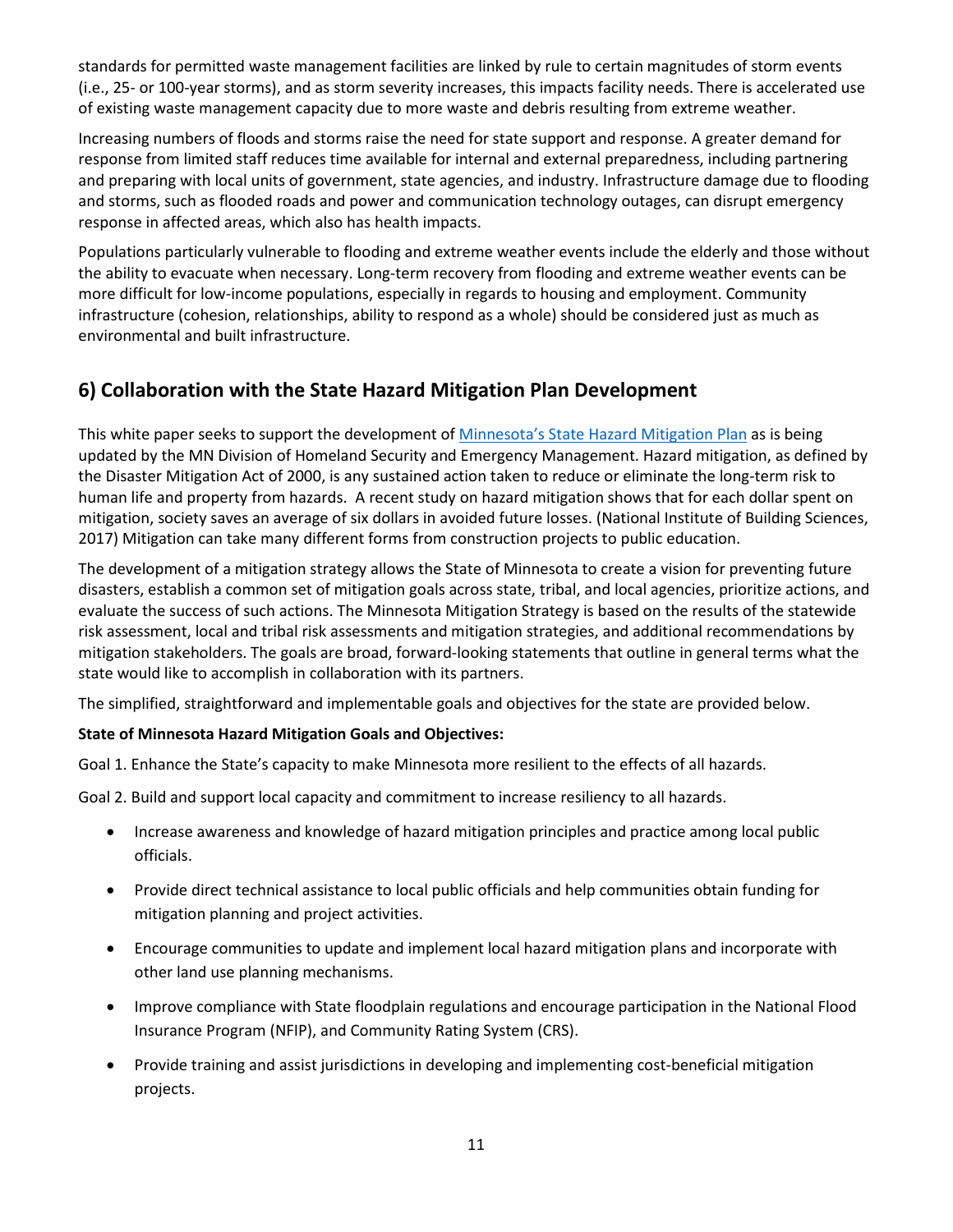standards for permitted waste management facilities are linked by rule to certain magnitudes of storm events (i.e., 25- or 100-year storms), and as storm severity increases, this impacts facility needs. There is accelerated use of existing waste management capacity due to more waste and debris resulting from extreme weather.

Increasing numbers of floods and storms raise the need for state support and response. A greater demand for response from limited staff reduces time available for internal and external preparedness, including partnering and preparing with local units of government, state agencies, and industry. Infrastructure damage due to flooding and storms, such as flooded roads and power and communication technology outages, can disrupt emergency response in affected areas, which also has health impacts.

Populations particularly vulnerable to flooding and extreme weather events include the elderly and those without the ability to evacuate when necessary. Long-term recovery from flooding and extreme weather events can be more difficult for low-income populations, especially in regards to housing and employment. Community infrastructure (cohesion, relationships, ability to respond as a whole) should be considered just as much as environmental and built infrastructure.

## 6) Collaboration with the State Hazard Mitigation Plan Development

This white paper seeks to support the development of Minnesota's State Hazard Mitigation Plan as is being updated by the MN Division of Homeland Security and Emergency Management. Hazard mitigation, as defined by the Disaster Mitigation Act of 2000, is any sustained action taken to reduce or eliminate the long-term risk to human life and property from hazards. A recent study on hazard mitigation shows that for each dollar spent on mitigation, society saves an average of six dollars in avoided future losses. (National Institute of Building Sciences, 2017) Mitigation can take many different forms from construction projects to public education.

The development of a mitigation strategy allows the State of Minnesota to create a vision for preventing future disasters, establish a common set of mitigation goals across state, tribal, and local agencies, prioritize actions, and evaluate the success of such actions. The Minnesota Mitigation Strategy is based on the results of the statewide risk assessment, local and tribal risk assessments and mitigation strategies, and additional recommendations by mitigation stakeholders. The goals are broad, forward-looking statements that outline in general terms what the state would like to accomplish in collaboration with its partners.

The simplified, straightforward and implementable goals and objectives for the state are provided below.

**State of Minnesota Hazard Mitigation Goals and Objectives:**

Goal 1. Enhance the State's capacity to make Minnesota more resilient to the effects of all hazards.

Goal 2. Build and support local capacity and commitment to increase resiliency to all hazards.

- Increase awareness and knowledge of hazard mitigation principles and practice among local public officials.
- Provide direct technical assistance to local public officials and help communities obtain funding for mitigation planning and project activities.
- Encourage communities to update and implement local hazard mitigation plans and incorporate with other land use planning mechanisms.
- Improve compliance with State floodplain regulations and encourage participation in the National Flood Insurance Program (NFIP), and Community Rating System (CRS).
- Provide training and assist jurisdictions in developing and implementing cost-beneficial mitigation projects.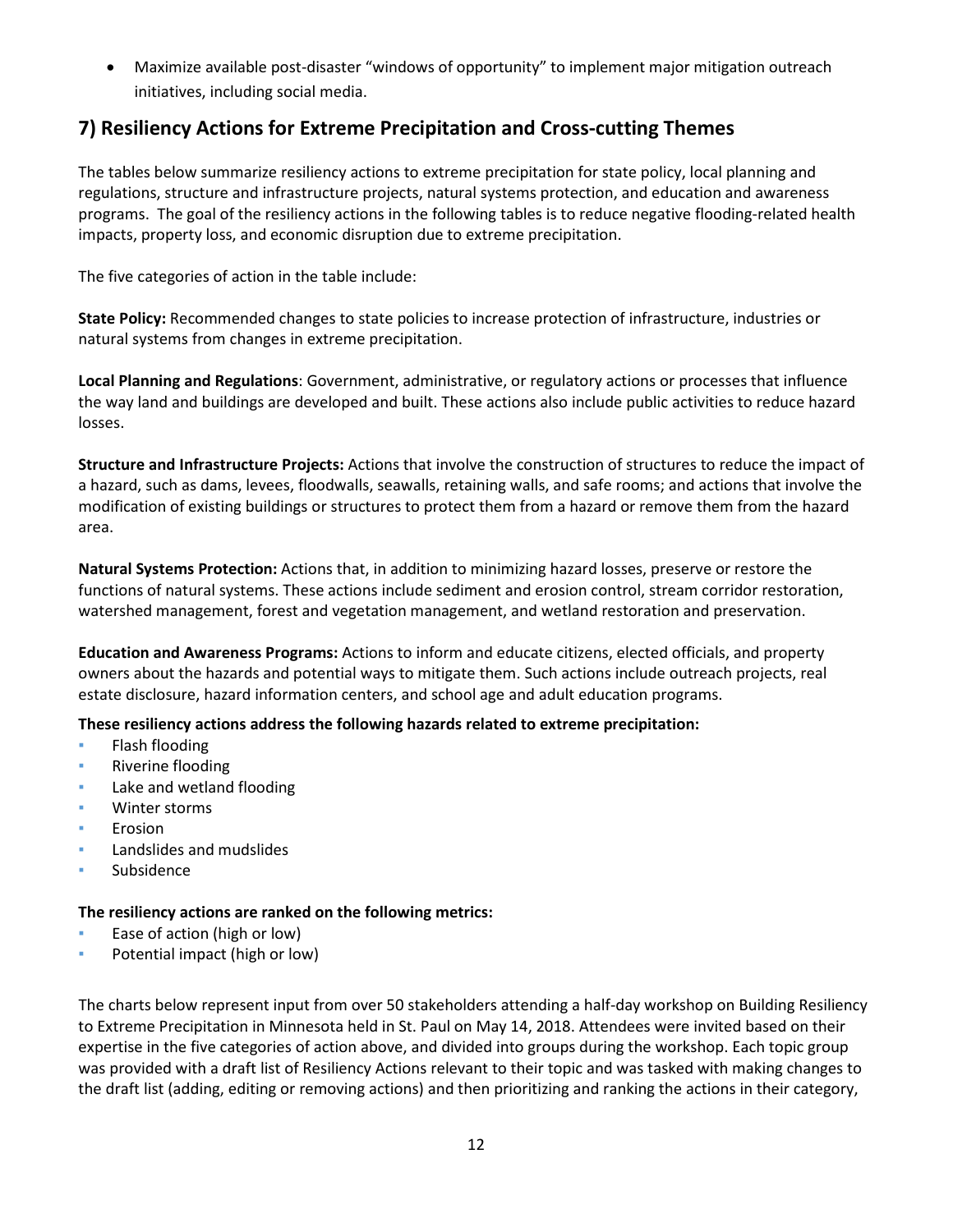- Maximize available post-disaster "windows of opportunity" to implement major mitigation outreach initiatives, including social media.

## 7) Resiliency Actions for Extreme Precipitation and Cross-cutting Themes

The tables below summarize resiliency actions to extreme precipitation for state policy, local planning and regulations, structure and infrastructure projects, natural systems protection, and education and awareness programs. The goal of the resiliency actions in the following tables is to reduce negative flooding-related health impacts, property loss, and economic disruption due to extreme precipitation.

The five categories of action in the table include:

**State Policy:** Recommended changes to state policies to increase protection of infrastructure, industries or natural systems from changes in extreme precipitation.

**Local Planning and Regulations**: Government, administrative, or regulatory actions or processes that influence the way land and buildings are developed and built. These actions also include public activities to reduce hazard losses.

**Structure and Infrastructure Projects:** Actions that involve the construction of structures to reduce the impact of a hazard, such as dams, levees, floodwalls, seawalls, retaining walls, and safe rooms; and actions that involve the modification of existing buildings or structures to protect them from a hazard or remove them from the hazard area.

**Natural Systems Protection:** Actions that, in addition to minimizing hazard losses, preserve or restore the functions of natural systems. These actions include sediment and erosion control, stream corridor restoration, watershed management, forest and vegetation management, and wetland restoration and preservation.

**Education and Awareness Programs:** Actions to inform and educate citizens, elected officials, and property owners about the hazards and potential ways to mitigate them. Such actions include outreach projects, real estate disclosure, hazard information centers, and school age and adult education programs.

**These resiliency actions address the following hazards related to extreme precipitation:**

- Flash flooding
- Riverine flooding
- Lake and wetland flooding
- Winter storms
- Erosion
- Landslides and mudslides
- Subsidence

**The resiliency actions are ranked on the following metrics:**

- Ease of action (high or low)
- Potential impact (high or low)

The charts below represent input from over 50 stakeholders attending a half-day workshop on Building Resiliency to Extreme Precipitation in Minnesota held in St. Paul on May 14, 2018. Attendees were invited based on their expertise in the five categories of action above, and divided into groups during the workshop. Each topic group was provided with a draft list of Resiliency Actions relevant to their topic and was tasked with making changes to the draft list (adding, editing or removing actions) and then prioritizing and ranking the actions in their category,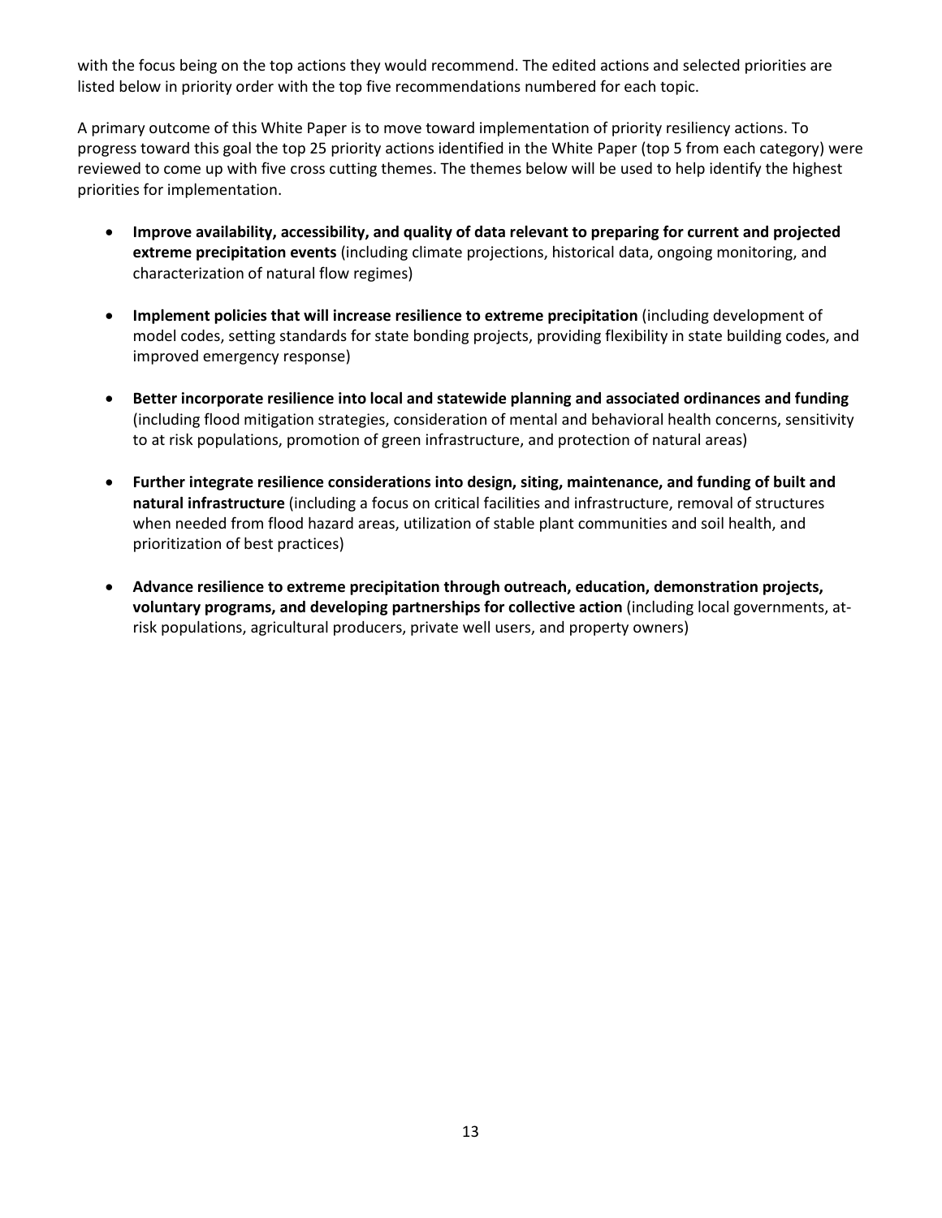with the focus being on the top actions they would recommend. The edited actions and selected priorities are listed below in priority order with the top five recommendations numbered for each topic.

A primary outcome of this White Paper is to move toward implementation of priority resiliency actions. To progress toward this goal the top 25 priority actions identified in the White Paper (top 5 from each category) were reviewed to come up with five cross cutting themes. The themes below will be used to help identify the highest priorities for implementation.

- **Improve availability, accessibility, and quality of data relevant to preparing for current and projected extreme precipitation events** (including climate projections, historical data, ongoing monitoring, and characterization of natural flow regimes)

- **Implement policies that will increase resilience to extreme precipitation** (including development of model codes, setting standards for state bonding projects, providing flexibility in state building codes, and improved emergency response)

- **Better incorporate resilience into local and statewide planning and associated ordinances and funding** (including flood mitigation strategies, consideration of mental and behavioral health concerns, sensitivity to at risk populations, promotion of green infrastructure, and protection of natural areas)

- **Further integrate resilience considerations into design, siting, maintenance, and funding of built and natural infrastructure** (including a focus on critical facilities and infrastructure, removal of structures when needed from flood hazard areas, utilization of stable plant communities and soil health, and prioritization of best practices)

- **Advance resilience to extreme precipitation through outreach, education, demonstration projects, voluntary programs, and developing partnerships for collective action** (including local governments, at-risk populations, agricultural producers, private well users, and property owners)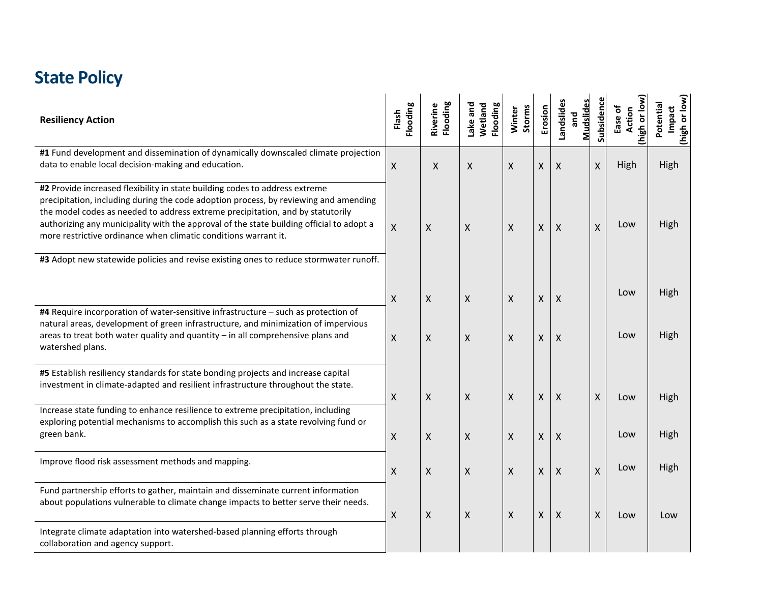## State Policy

| Resiliency Action | Flash Flooding | Riverine Flooding | Lake and Wetland Flooding | Winter Storms | Erosion | Landslides and Mudslides | Subsidence | Ease of Action (high or low) | Potential Impact (high or low) |
|---|---|---|---|---|---|---|---|---|---|
| **#1** Fund development and dissemination of dynamically downscaled climate projection data to enable local decision-making and education. | X | X | X | X | X | X | X | High | High |
| **#2** Provide increased flexibility in state building codes to address extreme precipitation, including during the code adoption process, by reviewing and amending the model codes as needed to address extreme precipitation, and by statutorily authorizing any municipality with the approval of the state building official to adopt a more restrictive ordinance when climatic conditions warrant it. | X | X | X | X | X | X | X | Low | High |
| **#3** Adopt new statewide policies and revise existing ones to reduce stormwater runoff. | X | X | X | X | X | X | | Low | High |
| **#4** Require incorporation of water-sensitive infrastructure – such as protection of natural areas, development of green infrastructure, and minimization of impervious areas to treat both water quality and quantity – in all comprehensive plans and watershed plans. | X | X | X | X | X | X | | Low | High |
| **#5** Establish resiliency standards for state bonding projects and increase capital investment in climate-adapted and resilient infrastructure throughout the state. | X | X | X | X | X | X | X | Low | High |
| Increase state funding to enhance resilience to extreme precipitation, including exploring potential mechanisms to accomplish this such as a state revolving fund or green bank. | X | X | X | X | X | X | | Low | High |
| Improve flood risk assessment methods and mapping. | X | X | X | X | X | X | X | Low | High |
| Fund partnership efforts to gather, maintain and disseminate current information about populations vulnerable to climate change impacts to better serve their needs. | X | X | X | X | X | X | X | Low | Low |
| Integrate climate adaptation into watershed-based planning efforts through collaboration and agency support. | | | | | | | | | |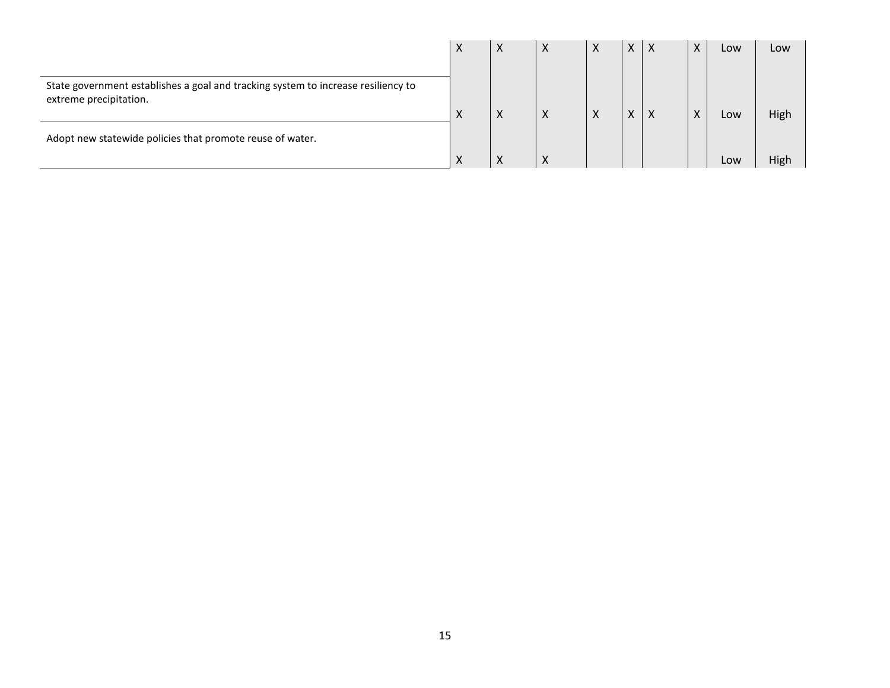| | | | | | | | | | |
|---|---|---|---|---|---|---|---|---|---|
| | X | X | X | X | X | X | X | Low | Low |
| State government establishes a goal and tracking system to increase resiliency to extreme precipitation. | X | X | X | X | X | X | X | Low | High |
| Adopt new statewide policies that promote reuse of water. | X | X | X | | | | | Low | High |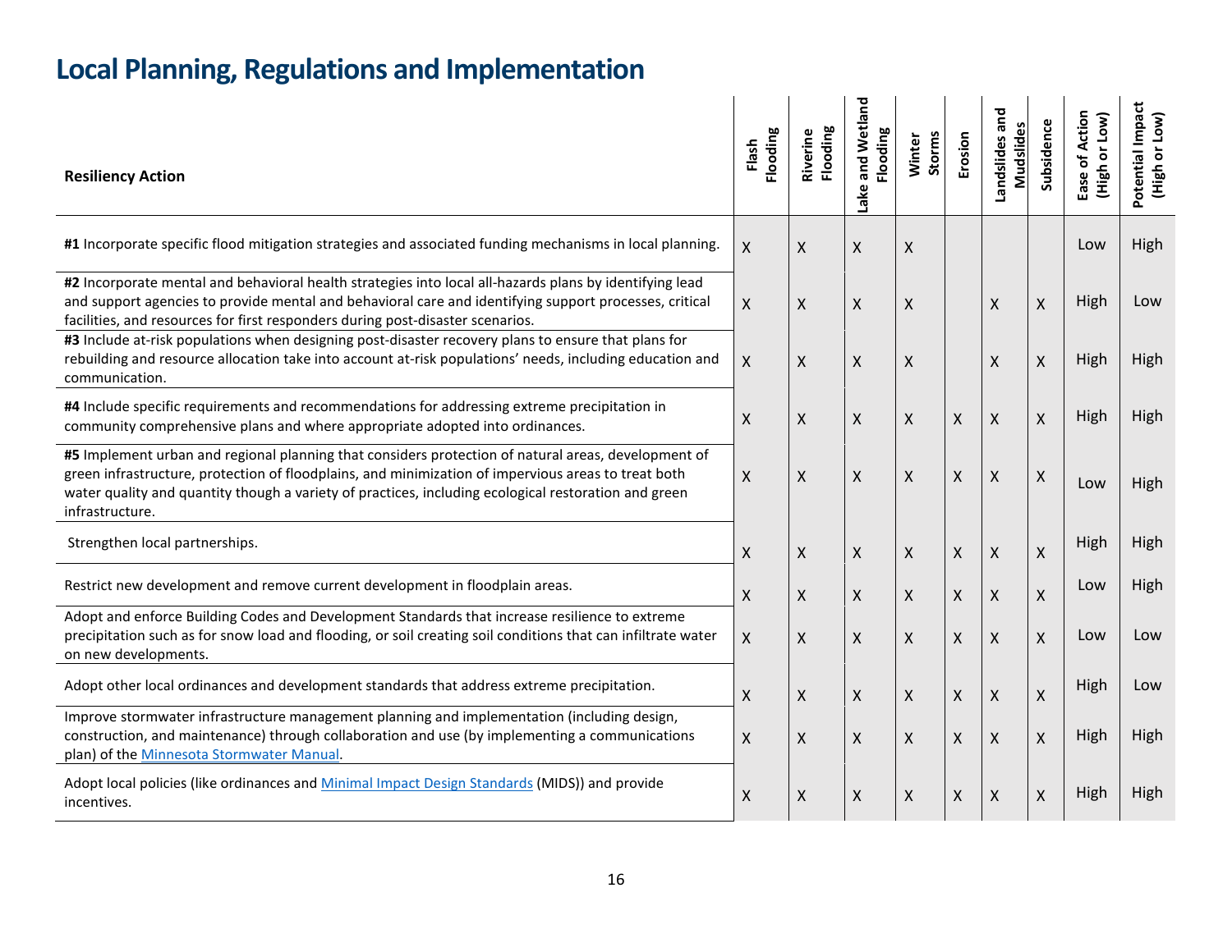# Local Planning, Regulations and Implementation

| Resiliency Action | Flash Flooding | Riverine Flooding | Lake and Wetland Flooding | Winter Storms | Erosion | Landslides and Mudslides | Subsidence | Ease of Action (High or Low) | Potential Impact (High or Low) |
|---|---|---|---|---|---|---|---|---|---|
| **#1** Incorporate specific flood mitigation strategies and associated funding mechanisms in local planning. | X | X | X | X | | | | Low | High |
| **#2** Incorporate mental and behavioral health strategies into local all-hazards plans by identifying lead and support agencies to provide mental and behavioral care and identifying support processes, critical facilities, and resources for first responders during post-disaster scenarios. | X | X | X | X | | X | X | High | Low |
| **#3** Include at-risk populations when designing post-disaster recovery plans to ensure that plans for rebuilding and resource allocation take into account at-risk populations' needs, including education and communication. | X | X | X | X | | X | X | High | High |
| **#4** Include specific requirements and recommendations for addressing extreme precipitation in community comprehensive plans and where appropriate adopted into ordinances. | X | X | X | X | X | X | X | High | High |
| **#5** Implement urban and regional planning that considers protection of natural areas, development of green infrastructure, protection of floodplains, and minimization of impervious areas to treat both water quality and quantity though a variety of practices, including ecological restoration and green infrastructure. | X | X | X | X | X | X | X | Low | High |
| Strengthen local partnerships. | X | X | X | X | X | X | X | High | High |
| Restrict new development and remove current development in floodplain areas. | X | X | X | X | X | X | X | Low | High |
| Adopt and enforce Building Codes and Development Standards that increase resilience to extreme precipitation such as for snow load and flooding, or soil creating soil conditions that can infiltrate water on new developments. | X | X | X | X | X | X | X | Low | Low |
| Adopt other local ordinances and development standards that address extreme precipitation. | X | X | X | X | X | X | X | High | Low |
| Improve stormwater infrastructure management planning and implementation (including design, construction, and maintenance) through collaboration and use (by implementing a communications plan) of the Minnesota Stormwater Manual. | X | X | X | X | X | X | X | High | High |
| Adopt local policies (like ordinances and Minimal Impact Design Standards (MIDS)) and provide incentives. | X | X | X | X | X | X | X | High | High |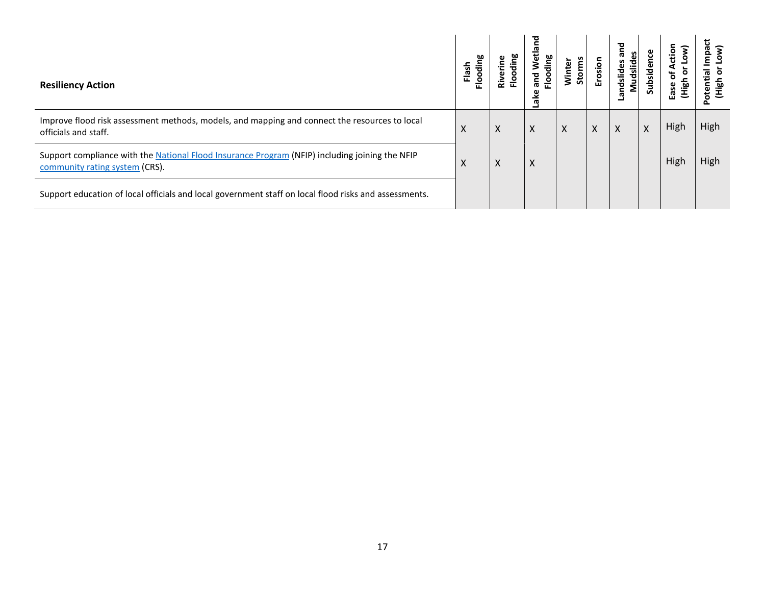| Resiliency Action | Flash Flooding | Riverine Flooding | Lake and Wetland Flooding | Winter Storms | Erosion | Landslides and Mudslides | Subsidence | Ease of Action (High or Low) | Potential Impact (High or Low) |
|---|---|---|---|---|---|---|---|---|---|
| Improve flood risk assessment methods, models, and mapping and connect the resources to local officials and staff. | X | X | X | X | X | X | X | High | High |
| Support compliance with the [National Flood Insurance Program](#) (NFIP) including joining the NFIP [community rating system](#) (CRS). | X | X | X | | | | | High | High |
| Support education of local officials and local government staff on local flood risks and assessments. | | | | | | | | | |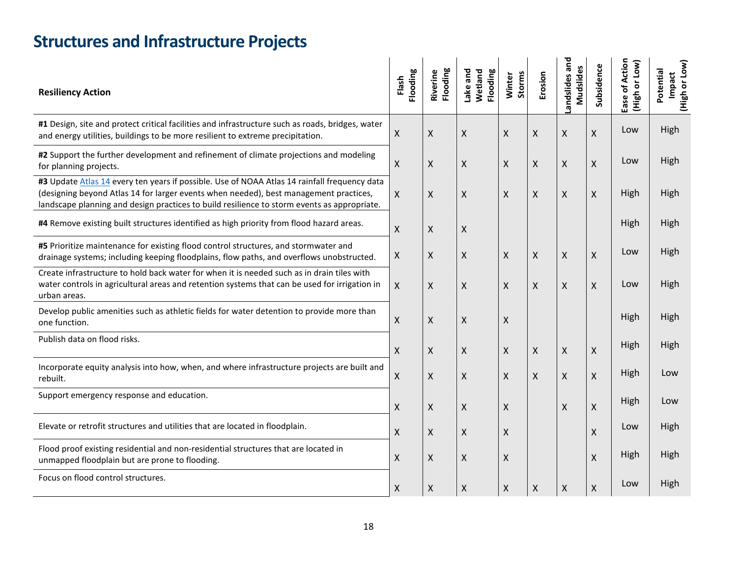# Structures and Infrastructure Projects

| Resiliency Action | Flash Flooding | Riverine Flooding | Lake and Wetland Flooding | Winter Storms | Erosion | Landslides and Mudslides | Subsidence | Ease of Action (High or Low) | Potential Impact (High or Low) |
|---|---|---|---|---|---|---|---|---|---|
| **#1** Design, site and protect critical facilities and infrastructure such as roads, bridges, water and energy utilities, buildings to be more resilient to extreme precipitation. | X | X | X | X | X | X | X | Low | High |
| **#2** Support the further development and refinement of climate projections and modeling for planning projects. | X | X | X | X | X | X | X | Low | High |
| **#3** Update Atlas 14 every ten years if possible. Use of NOAA Atlas 14 rainfall frequency data (designing beyond Atlas 14 for larger events when needed), best management practices, landscape planning and design practices to build resilience to storm events as appropriate. | X | X | X | X | X | X | X | High | High |
| **#4** Remove existing built structures identified as high priority from flood hazard areas. | X | X | X | | | | | High | High |
| **#5** Prioritize maintenance for existing flood control structures, and stormwater and drainage systems; including keeping floodplains, flow paths, and overflows unobstructed. | X | X | X | X | X | X | X | Low | High |
| Create infrastructure to hold back water for when it is needed such as in drain tiles with water controls in agricultural areas and retention systems that can be used for irrigation in urban areas. | X | X | X | X | X | X | X | Low | High |
| Develop public amenities such as athletic fields for water detention to provide more than one function. | X | X | X | X | | | | High | High |
| Publish data on flood risks. | X | X | X | X | X | X | X | High | High |
| Incorporate equity analysis into how, when, and where infrastructure projects are built and rebuilt. | X | X | X | X | X | X | X | High | Low |
| Support emergency response and education. | X | X | X | X | | X | X | High | Low |
| Elevate or retrofit structures and utilities that are located in floodplain. | X | X | X | X | | | X | Low | High |
| Flood proof existing residential and non-residential structures that are located in unmapped floodplain but are prone to flooding. | X | X | X | X | | | X | High | High |
| Focus on flood control structures. | X | X | X | X | X | X | X | Low | High |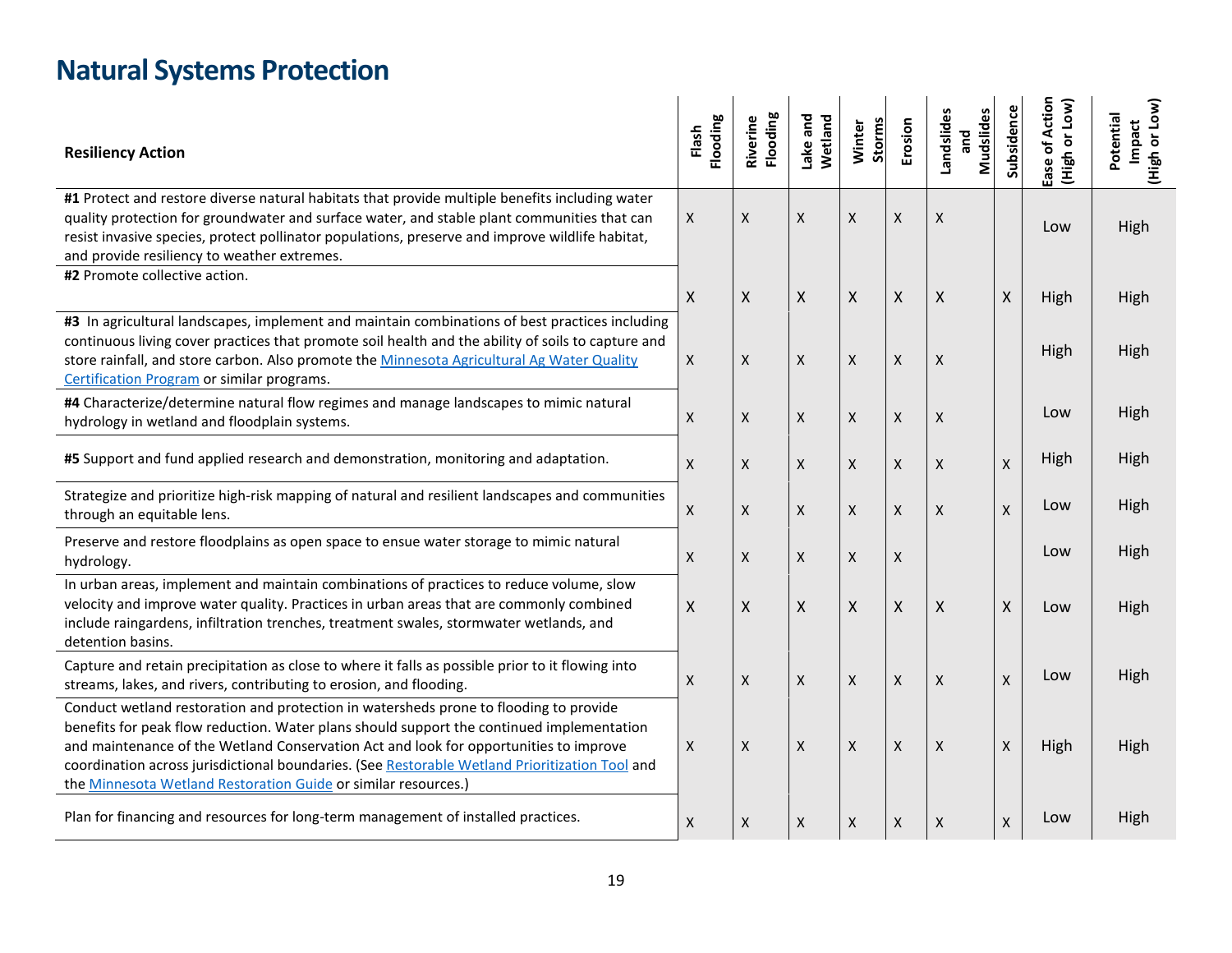# Natural Systems Protection

| Resiliency Action | Flash Flooding | Riverine Flooding | Lake and Wetland | Winter Storms | Erosion | Landslides and Mudslides | Subsidence | Ease of Action (High or Low) | Potential Impact (High or Low) |
|---|---|---|---|---|---|---|---|---|---|
| **#1** Protect and restore diverse natural habitats that provide multiple benefits including water quality protection for groundwater and surface water, and stable plant communities that can resist invasive species, protect pollinator populations, preserve and improve wildlife habitat, and provide resiliency to weather extremes. | X | X | X | X | X | X | | Low | High |
| **#2** Promote collective action. | X | X | X | X | X | X | X | High | High |
| **#3** In agricultural landscapes, implement and maintain combinations of best practices including continuous living cover practices that promote soil health and the ability of soils to capture and store rainfall, and store carbon. Also promote the [Minnesota Agricultural Ag Water Quality Certification Program]() or similar programs. | X | X | X | X | X | X | | High | High |
| **#4** Characterize/determine natural flow regimes and manage landscapes to mimic natural hydrology in wetland and floodplain systems. | X | X | X | X | X | X | | Low | High |
| **#5** Support and fund applied research and demonstration, monitoring and adaptation. | X | X | X | X | X | X | X | High | High |
| Strategize and prioritize high-risk mapping of natural and resilient landscapes and communities through an equitable lens. | X | X | X | X | X | X | X | Low | High |
| Preserve and restore floodplains as open space to ensue water storage to mimic natural hydrology. | X | X | X | X | X | | | Low | High |
| In urban areas, implement and maintain combinations of practices to reduce volume, slow velocity and improve water quality. Practices in urban areas that are commonly combined include raingardens, infiltration trenches, treatment swales, stormwater wetlands, and detention basins. | X | X | X | X | X | X | X | Low | High |
| Capture and retain precipitation as close to where it falls as possible prior to it flowing into streams, lakes, and rivers, contributing to erosion, and flooding. | X | X | X | X | X | X | X | Low | High |
| Conduct wetland restoration and protection in watersheds prone to flooding to provide benefits for peak flow reduction. Water plans should support the continued implementation and maintenance of the Wetland Conservation Act and look for opportunities to improve coordination across jurisdictional boundaries. (See [Restorable Wetland Prioritization Tool]() and the [Minnesota Wetland Restoration Guide]() or similar resources.) | X | X | X | X | X | X | X | High | High |
| Plan for financing and resources for long-term management of installed practices. | X | X | X | X | X | X | X | Low | High |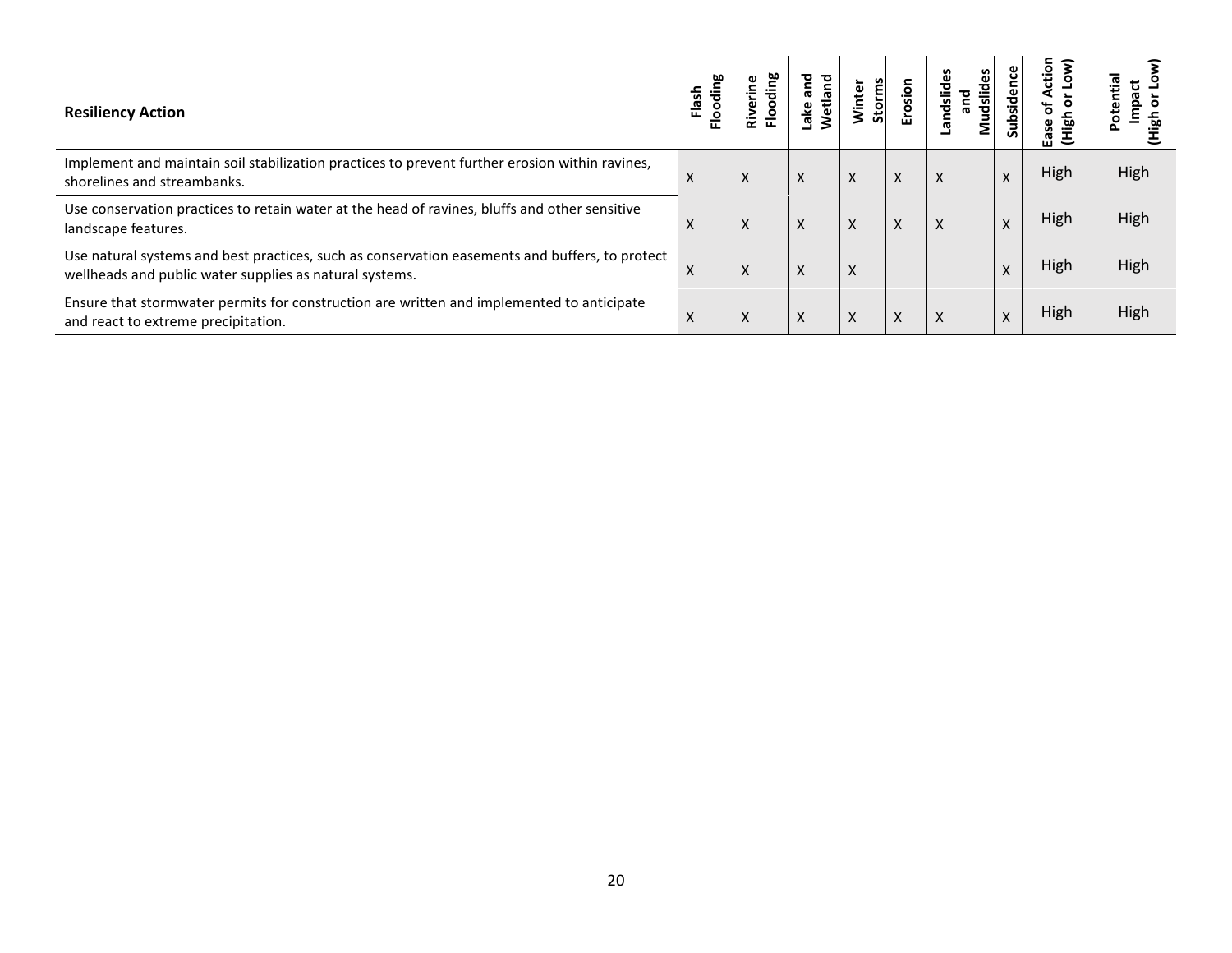| Resiliency Action | Flash Flooding | Riverine Flooding | Lake and Wetland | Winter Storms | Erosion | Landslides and Mudslides | Subsidence | Ease of Action (High or Low) | Potential Impact (High or Low) |
|---|---|---|---|---|---|---|---|---|---|
| Implement and maintain soil stabilization practices to prevent further erosion within ravines, shorelines and streambanks. | X | X | X | X | X | X | X | High | High |
| Use conservation practices to retain water at the head of ravines, bluffs and other sensitive landscape features. | X | X | X | X | X | X | X | High | High |
| Use natural systems and best practices, such as conservation easements and buffers, to protect wellheads and public water supplies as natural systems. | X | X | X | X | | | X | High | High |
| Ensure that stormwater permits for construction are written and implemented to anticipate and react to extreme precipitation. | X | X | X | X | X | X | X | High | High |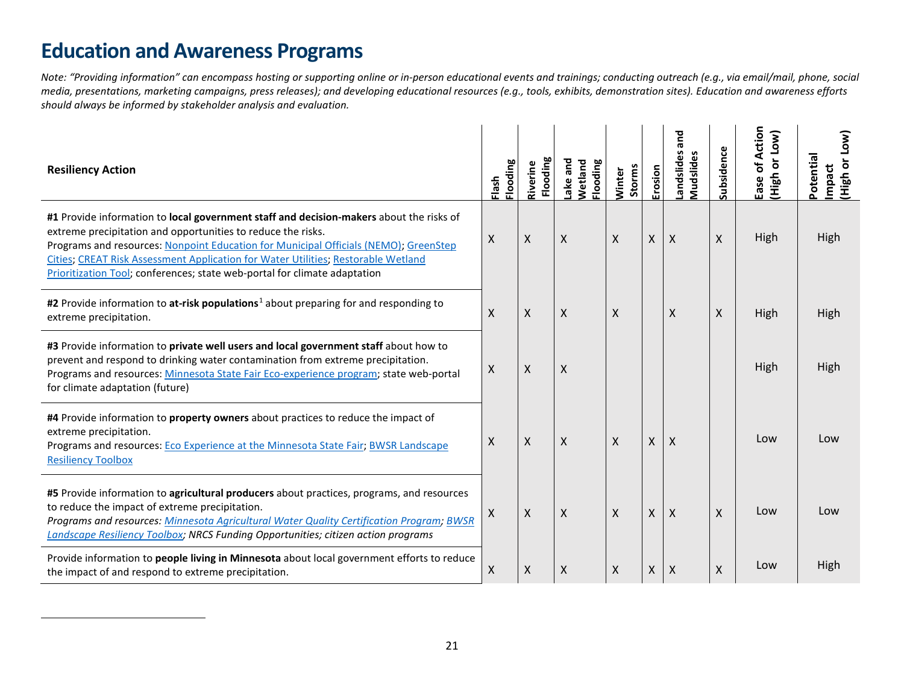# Education and Awareness Programs

*Note: "Providing information" can encompass hosting or supporting online or in-person educational events and trainings; conducting outreach (e.g., via email/mail, phone, social media, presentations, marketing campaigns, press releases); and developing educational resources (e.g., tools, exhibits, demonstration sites). Education and awareness efforts should always be informed by stakeholder analysis and evaluation.*

| Resiliency Action | Flash Flooding | Riverine Flooding | Lake and Wetland Flooding | Winter Storms | Erosion | Landslides and Mudslides | Subsidence | Ease of Action (High or Low) | Potential Impact (High or Low) |
|---|---|---|---|---|---|---|---|---|---|
| **#1** Provide information to **local government staff and decision-makers** about the risks of extreme precipitation and opportunities to reduce the risks.<br>Programs and resources: Nonpoint Education for Municipal Officials (NEMO); GreenStep Cities; CREAT Risk Assessment Application for Water Utilities; Restorable Wetland Prioritization Tool; conferences; state web-portal for climate adaptation | X | X | X | X | X | X | X | High | High |
| **#2** Provide information to **at-risk populations**[1] about preparing for and responding to extreme precipitation. | X | X | X | X | | X | X | High | High |
| **#3** Provide information to **private well users and local government staff** about how to prevent and respond to drinking water contamination from extreme precipitation.<br>Programs and resources: Minnesota State Fair Eco-experience program; state web-portal for climate adaptation (future) | X | X | X | | | | | High | High |
| **#4** Provide information to **property owners** about practices to reduce the impact of extreme precipitation.<br>Programs and resources: Eco Experience at the Minnesota State Fair; BWSR Landscape Resiliency Toolbox | X | X | X | X | X | X | | Low | Low |
| **#5** Provide information to **agricultural producers** about practices, programs, and resources to reduce the impact of extreme precipitation.<br>*Programs and resources: Minnesota Agricultural Water Quality Certification Program; BWSR Landscape Resiliency Toolbox; NRCS Funding Opportunities; citizen action programs* | X | X | X | X | X | X | X | Low | Low |
| Provide information to **people living in Minnesota** about local government efforts to reduce the impact of and respond to extreme precipitation. | X | X | X | X | X | X | X | Low | High |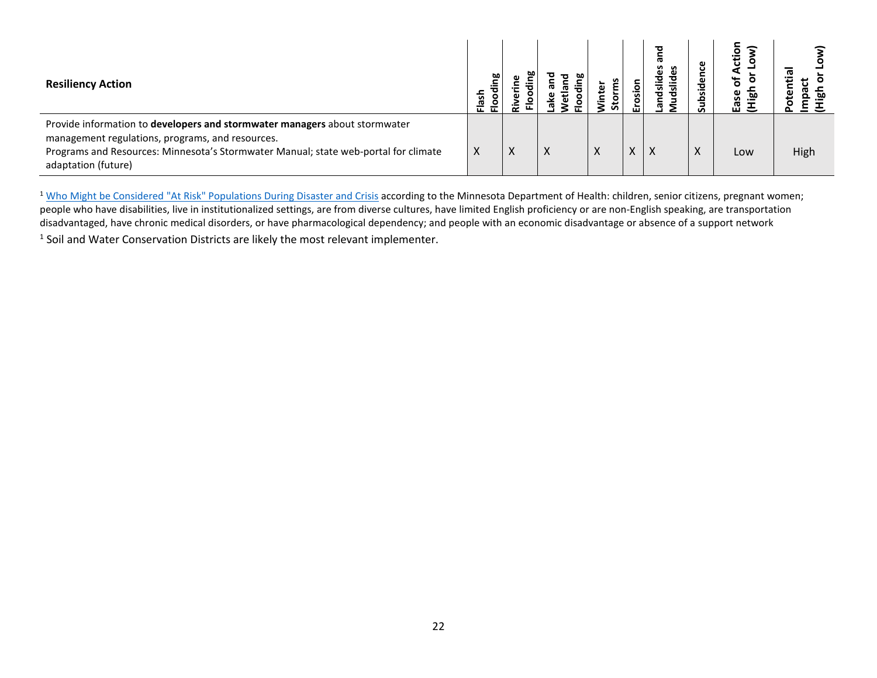| Resiliency Action | Flash Flooding | Riverine Flooding | Lake and Wetland Flooding | Winter Storms | Erosion | Landslides and Mudslides | Subsidence | Ease of Action (High or Low) | Potential Impact (High or Low) |
| --- | --- | --- | --- | --- | --- | --- | --- | --- | --- |
| Provide information to **developers and stormwater managers** about stormwater management regulations, programs, and resources.<br>Programs and Resources: Minnesota's Stormwater Manual; state web-portal for climate adaptation (future) | X | X | X | X | X | X | X | Low | High |

[1] Who Might be Considered "At Risk" Populations During Disaster and Crisis according to the Minnesota Department of Health: children, senior citizens, pregnant women; people who have disabilities, live in institutionalized settings, are from diverse cultures, have limited English proficiency or are non-English speaking, are transportation disadvantaged, have chronic medical disorders, or have pharmacological dependency; and people with an economic disadvantage or absence of a support network

[1] Soil and Water Conservation Districts are likely the most relevant implementer.